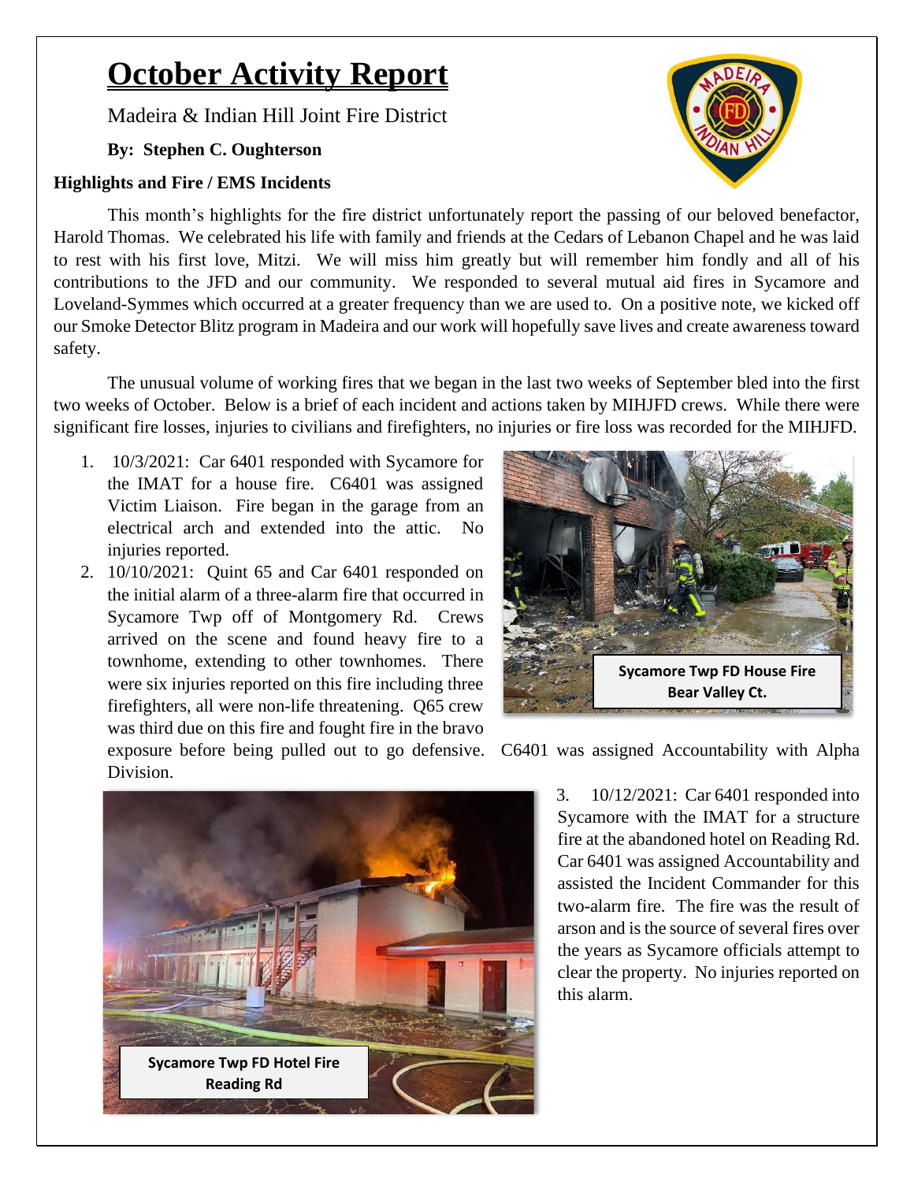# October Activity Report

Madeira & Indian Hill Joint Fire District

**By: Stephen C. Oughterson**

**Highlights and Fire / EMS Incidents**

This month's highlights for the fire district unfortunately report the passing of our beloved benefactor, Harold Thomas. We celebrated his life with family and friends at the Cedars of Lebanon Chapel and he was laid to rest with his first love, Mitzi. We will miss him greatly but will remember him fondly and all of his contributions to the JFD and our community. We responded to several mutual aid fires in Sycamore and Loveland-Symmes which occurred at a greater frequency than we are used to. On a positive note, we kicked off our Smoke Detector Blitz program in Madeira and our work will hopefully save lives and create awareness toward safety.

The unusual volume of working fires that we began in the last two weeks of September bled into the first two weeks of October. Below is a brief of each incident and actions taken by MIHJFD crews. While there were significant fire losses, injuries to civilians and firefighters, no injuries or fire loss was recorded for the MIHJFD.

1. 10/3/2021: Car 6401 responded with Sycamore for the IMAT for a house fire. C6401 was assigned Victim Liaison. Fire began in the garage from an electrical arch and extended into the attic. No injuries reported.
2. 10/10/2021: Quint 65 and Car 6401 responded on the initial alarm of a three-alarm fire that occurred in Sycamore Twp off of Montgomery Rd. Crews arrived on the scene and found heavy fire to a townhome, extending to other townhomes. There were six injuries reported on this fire including three firefighters, all were non-life threatening. Q65 crew was third due on this fire and fought fire in the bravo exposure before being pulled out to go defensive. C6401 was assigned Accountability with Alpha Division.

Sycamore Twp FD House Fire Bear Valley Ct.

3. 10/12/2021: Car 6401 responded into Sycamore with the IMAT for a structure fire at the abandoned hotel on Reading Rd. Car 6401 was assigned Accountability and assisted the Incident Commander for this two-alarm fire. The fire was the result of arson and is the source of several fires over the years as Sycamore officials attempt to clear the property. No injuries reported on this alarm.

Sycamore Twp FD Hotel Fire Reading Rd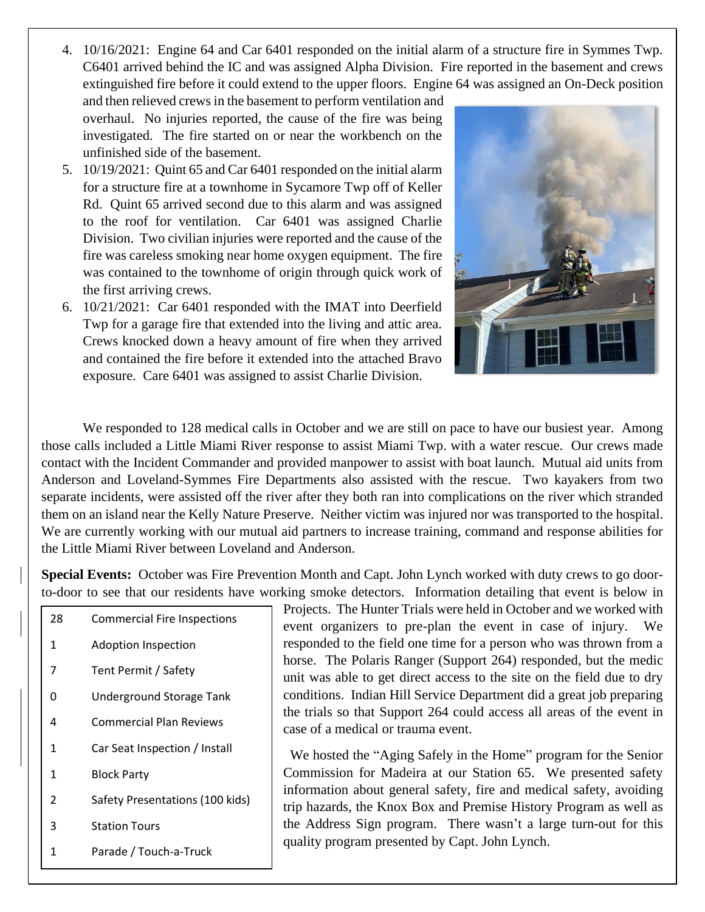4. 10/16/2021: Engine 64 and Car 6401 responded on the initial alarm of a structure fire in Symmes Twp. C6401 arrived behind the IC and was assigned Alpha Division. Fire reported in the basement and crews extinguished fire before it could extend to the upper floors. Engine 64 was assigned an On-Deck position and then relieved crews in the basement to perform ventilation and overhaul. No injuries reported, the cause of the fire was being investigated. The fire started on or near the workbench on the unfinished side of the basement.
5. 10/19/2021: Quint 65 and Car 6401 responded on the initial alarm for a structure fire at a townhome in Sycamore Twp off of Keller Rd. Quint 65 arrived second due to this alarm and was assigned to the roof for ventilation. Car 6401 was assigned Charlie Division. Two civilian injuries were reported and the cause of the fire was careless smoking near home oxygen equipment. The fire was contained to the townhome of origin through quick work of the first arriving crews.
6. 10/21/2021: Car 6401 responded with the IMAT into Deerfield Twp for a garage fire that extended into the living and attic area. Crews knocked down a heavy amount of fire when they arrived and contained the fire before it extended into the attached Bravo exposure. Care 6401 was assigned to assist Charlie Division.

We responded to 128 medical calls in October and we are still on pace to have our busiest year. Among those calls included a Little Miami River response to assist Miami Twp. with a water rescue. Our crews made contact with the Incident Commander and provided manpower to assist with boat launch. Mutual aid units from Anderson and Loveland-Symmes Fire Departments also assisted with the rescue. Two kayakers from two separate incidents, were assisted off the river after they both ran into complications on the river which stranded them on an island near the Kelly Nature Preserve. Neither victim was injured nor was transported to the hospital. We are currently working with our mutual aid partners to increase training, command and response abilities for the Little Miami River between Loveland and Anderson.

**Special Events:** October was Fire Prevention Month and Capt. John Lynch worked with duty crews to go door-to-door to see that our residents have working smoke detectors. Information detailing that event is below in Projects. The Hunter Trials were held in October and we worked with event organizers to pre-plan the event in case of injury. We responded to the field one time for a person who was thrown from a horse. The Polaris Ranger (Support 264) responded, but the medic unit was able to get direct access to the site on the field due to dry conditions. Indian Hill Service Department did a great job preparing the trials so that Support 264 could access all areas of the event in case of a medical or trauma event.

We hosted the "Aging Safely in the Home" program for the Senior Commission for Madeira at our Station 65. We presented safety information about general safety, fire and medical safety, avoiding trip hazards, the Knox Box and Premise History Program as well as the Address Sign program. There wasn't a large turn-out for this quality program presented by Capt. John Lynch.

| | |
|---|---|
| 28 | Commercial Fire Inspections |
| 1 | Adoption Inspection |
| 7 | Tent Permit / Safety |
| 0 | Underground Storage Tank |
| 4 | Commercial Plan Reviews |
| 1 | Car Seat Inspection / Install |
| 1 | Block Party |
| 2 | Safety Presentations (100 kids) |
| 3 | Station Tours |
| 1 | Parade / Touch-a-Truck |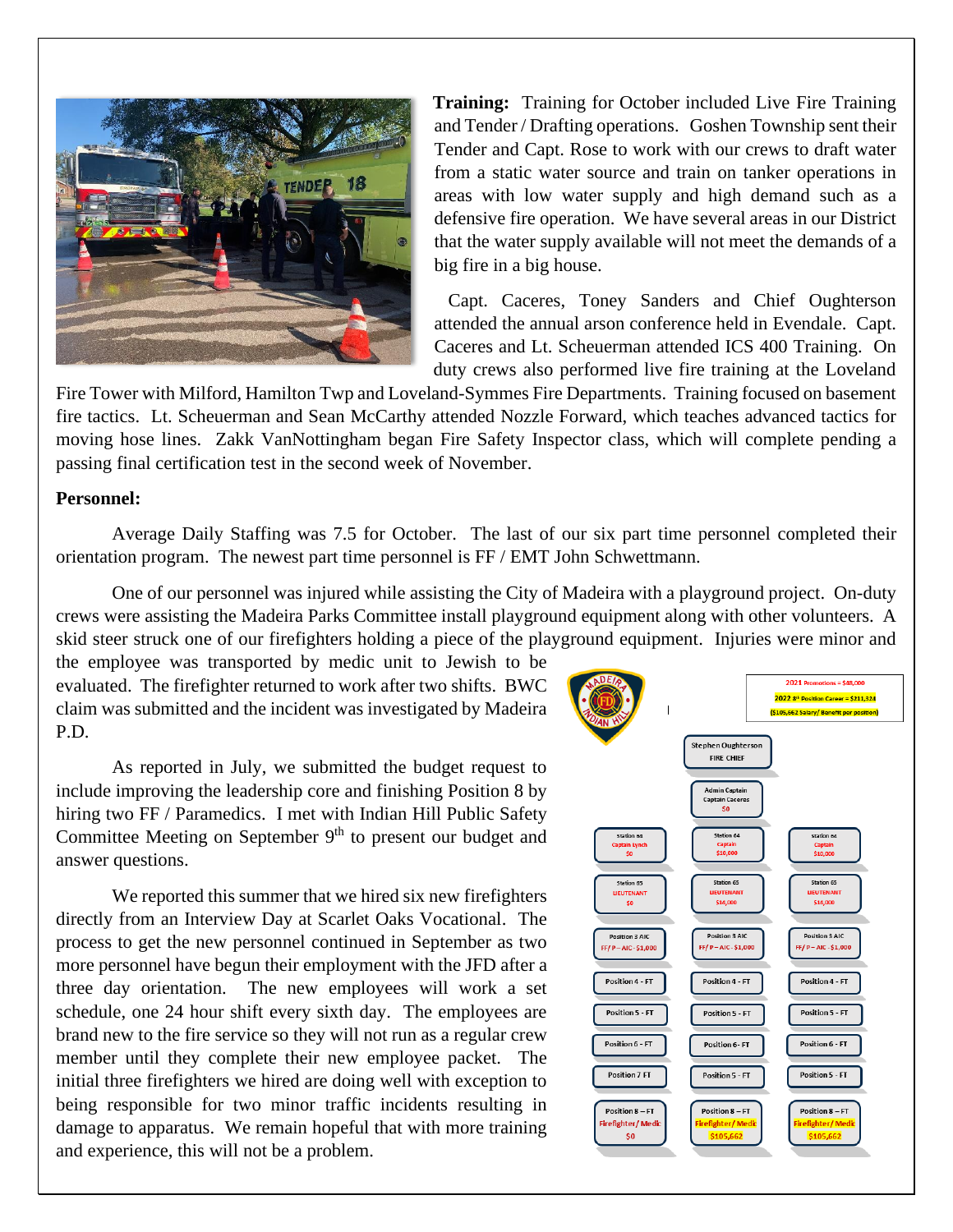**Training:** Training for October included Live Fire Training and Tender / Drafting operations. Goshen Township sent their Tender and Capt. Rose to work with our crews to draft water from a static water source and train on tanker operations in areas with low water supply and high demand such as a defensive fire operation. We have several areas in our District that the water supply available will not meet the demands of a big fire in a big house.

Capt. Caceres, Toney Sanders and Chief Oughterson attended the annual arson conference held in Evendale. Capt. Caceres and Lt. Scheuerman attended ICS 400 Training. On duty crews also performed live fire training at the Loveland Fire Tower with Milford, Hamilton Twp and Loveland-Symmes Fire Departments. Training focused on basement fire tactics. Lt. Scheuerman and Sean McCarthy attended Nozzle Forward, which teaches advanced tactics for moving hose lines. Zakk VanNottingham began Fire Safety Inspector class, which will complete pending a passing final certification test in the second week of November.

**Personnel:**

Average Daily Staffing was 7.5 for October. The last of our six part time personnel completed their orientation program. The newest part time personnel is FF / EMT John Schwettmann.

One of our personnel was injured while assisting the City of Madeira with a playground project. On-duty crews were assisting the Madeira Parks Committee install playground equipment along with other volunteers. A skid steer struck one of our firefighters holding a piece of the playground equipment. Injuries were minor and the employee was transported by medic unit to Jewish to be evaluated. The firefighter returned to work after two shifts. BWC claim was submitted and the incident was investigated by Madeira P.D.

As reported in July, we submitted the budget request to include improving the leadership core and finishing Position 8 by hiring two FF / Paramedics. I met with Indian Hill Public Safety Committee Meeting on September 9th to present our budget and answer questions.

We reported this summer that we hired six new firefighters directly from an Interview Day at Scarlet Oaks Vocational. The process to get the new personnel continued in September as two more personnel have begun their employment with the JFD after a three day orientation. The new employees will work a set schedule, one 24 hour shift every sixth day. The employees are brand new to the fire service so they will not run as a regular crew member until they complete their new employee packet. The initial three firefighters we hired are doing well with exception to being responsible for two minor traffic incidents resulting in damage to apparatus. We remain hopeful that with more training and experience, this will not be a problem.

2021 Promotions = $48,000
2022 8th Position Career = $211,324
($105,662 Salary/ Benefit per position)

Stephen Oughterson – FIRE CHIEF

Admin Captain – Captain Caceres – $0

| | | |
|---|---|---|
| Station 64 Captain Lynch $0 | Station 64 Captain $10,000 | Station 64 Captain $10,000 |
| Station 65 LIEUTENANT $0 | Station 65 LIEUTENANT $16,000 | Station 65 LIEUTENANT $16,000 |
| Position 3 AIC FF/P – AIC - $1,000 | Position 3 AIC FF/P – AIC - $1,000 | Position 3 AIC FF/P – AIC - $1,000 |
| Position 4 - FT | Position 4 - FT | Position 4 - FT |
| Position 5 - FT | Position 5 - FT | Position 5 - FT |
| Position 6 - FT | Position 6 - FT | Position 6 - FT |
| Position 7 FT | Position 5 - FT | Position 5 - FT |
| Position 8 – FT Firefighter/ Medic $0 | Position 8 – FT Firefighter/ Medic $105,662 | Position 8 – FT Firefighter/ Medic $105,662 |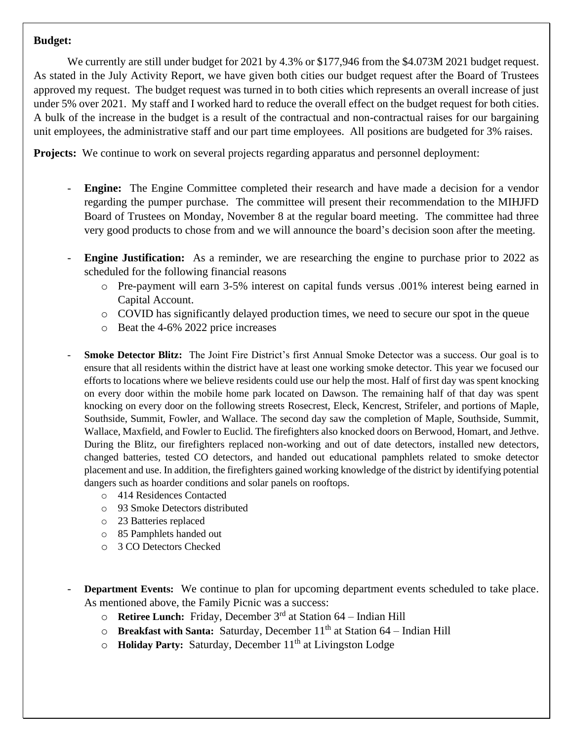**Budget:**

We currently are still under budget for 2021 by 4.3% or $177,946 from the $4.073M 2021 budget request. As stated in the July Activity Report, we have given both cities our budget request after the Board of Trustees approved my request. The budget request was turned in to both cities which represents an overall increase of just under 5% over 2021. My staff and I worked hard to reduce the overall effect on the budget request for both cities. A bulk of the increase in the budget is a result of the contractual and non-contractual raises for our bargaining unit employees, the administrative staff and our part time employees. All positions are budgeted for 3% raises.

**Projects:** We continue to work on several projects regarding apparatus and personnel deployment:

- **Engine:** The Engine Committee completed their research and have made a decision for a vendor regarding the pumper purchase. The committee will present their recommendation to the MIHJFD Board of Trustees on Monday, November 8 at the regular board meeting. The committee had three very good products to chose from and we will announce the board's decision soon after the meeting.

- **Engine Justification:** As a reminder, we are researching the engine to purchase prior to 2022 as scheduled for the following financial reasons
  - Pre-payment will earn 3-5% interest on capital funds versus .001% interest being earned in Capital Account.
  - COVID has significantly delayed production times, we need to secure our spot in the queue
  - Beat the 4-6% 2022 price increases

- **Smoke Detector Blitz:** The Joint Fire District's first Annual Smoke Detector was a success. Our goal is to ensure that all residents within the district have at least one working smoke detector. This year we focused our efforts to locations where we believe residents could use our help the most. Half of first day was spent knocking on every door within the mobile home park located on Dawson. The remaining half of that day was spent knocking on every door on the following streets Rosecrest, Eleck, Kencrest, Strifeler, and portions of Maple, Southside, Summit, Fowler, and Wallace. The second day saw the completion of Maple, Southside, Summit, Wallace, Maxfield, and Fowler to Euclid. The firefighters also knocked doors on Berwood, Homart, and Jethve. During the Blitz, our firefighters replaced non-working and out of date detectors, installed new detectors, changed batteries, tested CO detectors, and handed out educational pamphlets related to smoke detector placement and use. In addition, the firefighters gained working knowledge of the district by identifying potential dangers such as hoarder conditions and solar panels on rooftops.
  - 414 Residences Contacted
  - 93 Smoke Detectors distributed
  - 23 Batteries replaced
  - 85 Pamphlets handed out
  - 3 CO Detectors Checked

- **Department Events:** We continue to plan for upcoming department events scheduled to take place. As mentioned above, the Family Picnic was a success:
  - **Retiree Lunch:** Friday, December 3rd at Station 64 – Indian Hill
  - **Breakfast with Santa:** Saturday, December 11th at Station 64 – Indian Hill
  - **Holiday Party:** Saturday, December 11th at Livingston Lodge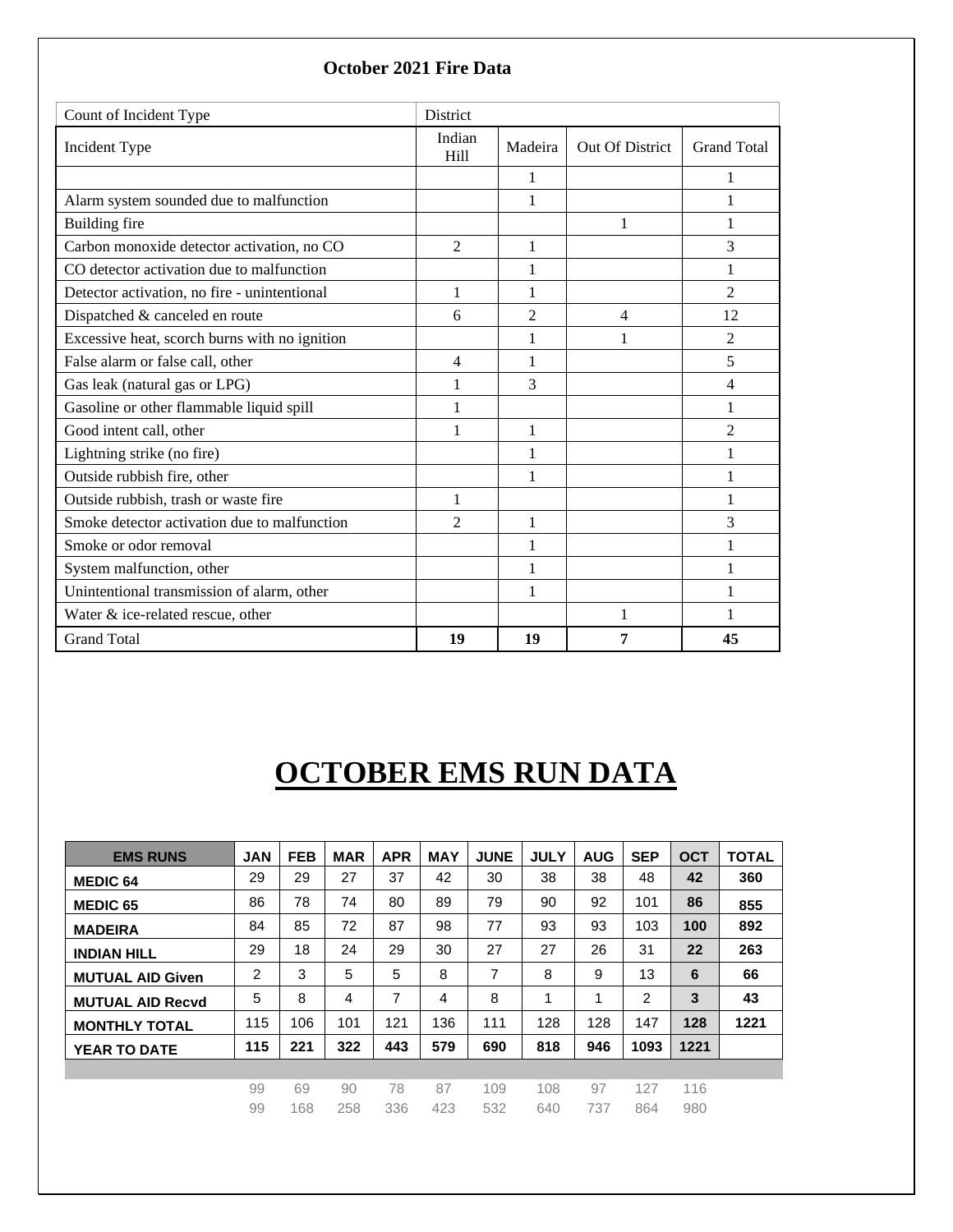## October 2021 Fire Data

| Count of Incident Type | District | | | |
|---|---|---|---|---|
| Incident Type | Indian Hill | Madeira | Out Of District | Grand Total |
| | | 1 | | 1 |
| Alarm system sounded due to malfunction | | 1 | | 1 |
| Building fire | | | 1 | 1 |
| Carbon monoxide detector activation, no CO | 2 | 1 | | 3 |
| CO detector activation due to malfunction | | 1 | | 1 |
| Detector activation, no fire - unintentional | 1 | 1 | | 2 |
| Dispatched & canceled en route | 6 | 2 | 4 | 12 |
| Excessive heat, scorch burns with no ignition | | 1 | 1 | 2 |
| False alarm or false call, other | 4 | 1 | | 5 |
| Gas leak (natural gas or LPG) | 1 | 3 | | 4 |
| Gasoline or other flammable liquid spill | 1 | | | 1 |
| Good intent call, other | 1 | 1 | | 2 |
| Lightning strike (no fire) | | 1 | | 1 |
| Outside rubbish fire, other | | 1 | | 1 |
| Outside rubbish, trash or waste fire | 1 | | | 1 |
| Smoke detector activation due to malfunction | 2 | 1 | | 3 |
| Smoke or odor removal | | 1 | | 1 |
| System malfunction, other | | 1 | | 1 |
| Unintentional transmission of alarm, other | | 1 | | 1 |
| Water & ice-related rescue, other | | | 1 | 1 |
| Grand Total | **19** | **19** | **7** | **45** |

# OCTOBER EMS RUN DATA

| EMS RUNS | JAN | FEB | MAR | APR | MAY | JUNE | JULY | AUG | SEP | OCT | TOTAL |
|---|---|---|---|---|---|---|---|---|---|---|---|
| **MEDIC 64** | 29 | 29 | 27 | 37 | 42 | 30 | 38 | 38 | 48 | **42** | **360** |
| **MEDIC 65** | 86 | 78 | 74 | 80 | 89 | 79 | 90 | 92 | 101 | **86** | **855** |
| **MADEIRA** | 84 | 85 | 72 | 87 | 98 | 77 | 93 | 93 | 103 | **100** | **892** |
| **INDIAN HILL** | 29 | 18 | 24 | 29 | 30 | 27 | 27 | 26 | 31 | **22** | **263** |
| **MUTUAL AID Given** | 2 | 3 | 5 | 5 | 8 | 7 | 8 | 9 | 13 | **6** | **66** |
| **MUTUAL AID Recvd** | 5 | 8 | 4 | 7 | 4 | 8 | 1 | 1 | 2 | **3** | **43** |
| **MONTHLY TOTAL** | 115 | 106 | 101 | 121 | 136 | 111 | 128 | 128 | 147 | **128** | **1221** |
| **YEAR TO DATE** | **115** | **221** | **322** | **443** | **579** | **690** | **818** | **946** | **1093** | **1221** | |
| | | | | | | | | | | | |
| | 99 | 69 | 90 | 78 | 87 | 109 | 108 | 97 | 127 | 116 | |
| | 99 | 168 | 258 | 336 | 423 | 532 | 640 | 737 | 864 | 980 | |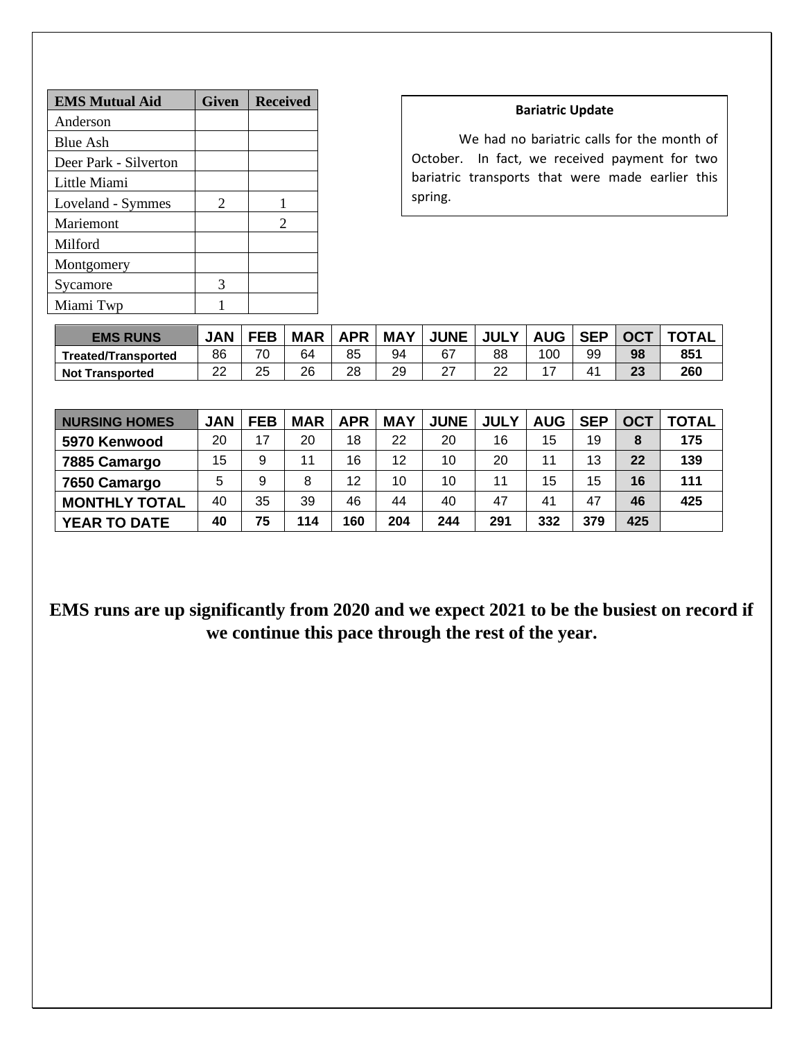| EMS Mutual Aid | Given | Received |
|---|---|---|
| Anderson | | |
| Blue Ash | | |
| Deer Park - Silverton | | |
| Little Miami | | |
| Loveland - Symmes | 2 | 1 |
| Mariemont | | 2 |
| Milford | | |
| Montgomery | | |
| Sycamore | 3 | |
| Miami Twp | 1 | |

**Bariatric Update**

We had no bariatric calls for the month of October. In fact, we received payment for two bariatric transports that were made earlier this spring.

| EMS RUNS | JAN | FEB | MAR | APR | MAY | JUNE | JULY | AUG | SEP | OCT | TOTAL |
|---|---|---|---|---|---|---|---|---|---|---|---|
| **Treated/Transported** | 86 | 70 | 64 | 85 | 94 | 67 | 88 | 100 | 99 | **98** | **851** |
| **Not Transported** | 22 | 25 | 26 | 28 | 29 | 27 | 22 | 17 | 41 | **23** | **260** |

| NURSING HOMES | JAN | FEB | MAR | APR | MAY | JUNE | JULY | AUG | SEP | OCT | TOTAL |
|---|---|---|---|---|---|---|---|---|---|---|---|
| **5970 Kenwood** | 20 | 17 | 20 | 18 | 22 | 20 | 16 | 15 | 19 | **8** | **175** |
| **7885 Camargo** | 15 | 9 | 11 | 16 | 12 | 10 | 20 | 11 | 13 | **22** | **139** |
| **7650 Camargo** | 5 | 9 | 8 | 12 | 10 | 10 | 11 | 15 | 15 | **16** | **111** |
| **MONTHLY TOTAL** | 40 | 35 | 39 | 46 | 44 | 40 | 47 | 41 | 47 | **46** | **425** |
| **YEAR TO DATE** | **40** | **75** | **114** | **160** | **204** | **244** | **291** | **332** | **379** | **425** | |

**EMS runs are up significantly from 2020 and we expect 2021 to be the busiest on record if we continue this pace through the rest of the year.**